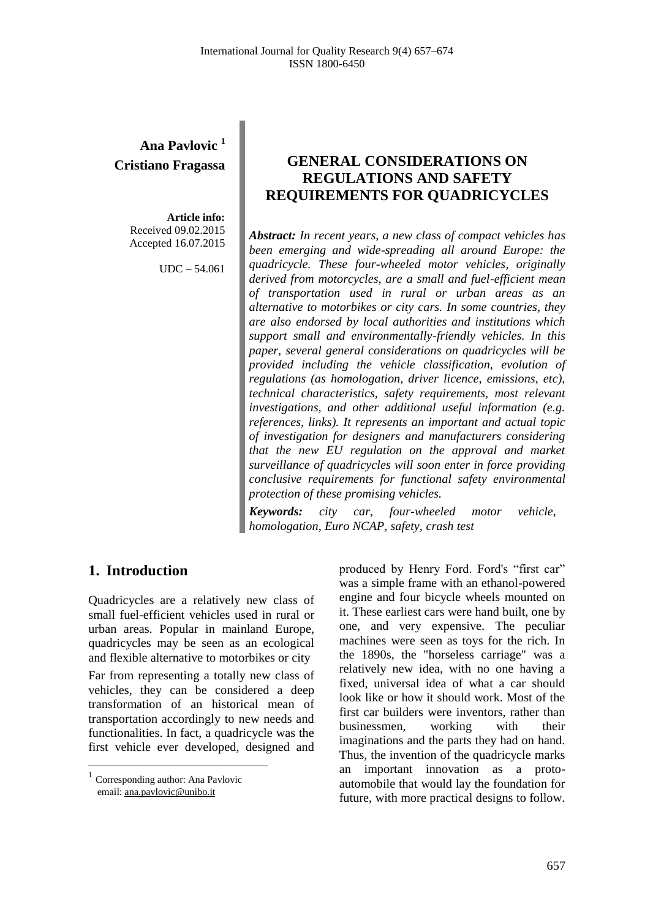**Ana Pavlovic** [1]
**Cristiano Fragassa**

**Article info:**
Received 09.02.2015
Accepted 16.07.2015

UDC – 54.061

# GENERAL CONSIDERATIONS ON REGULATIONS AND SAFETY REQUIREMENTS FOR QUADRICYCLES

***Abstract:*** *In recent years, a new class of compact vehicles has been emerging and wide-spreading all around Europe: the quadricycle. These four-wheeled motor vehicles, originally derived from motorcycles, are a small and fuel-efficient mean of transportation used in rural or urban areas as an alternative to motorbikes or city cars. In some countries, they are also endorsed by local authorities and institutions which support small and environmentally-friendly vehicles. In this paper, several general considerations on quadricycles will be provided including the vehicle classification, evolution of regulations (as homologation, driver licence, emissions, etc), technical characteristics, safety requirements, most relevant investigations, and other additional useful information (e.g. references, links). It represents an important and actual topic of investigation for designers and manufacturers considering that the new EU regulation on the approval and market surveillance of quadricycles will soon enter in force providing conclusive requirements for functional safety environmental protection of these promising vehicles.*

***Keywords:*** *city car, four-wheeled motor vehicle, homologation, Euro NCAP, safety, crash test*

## 1. Introduction

Quadricycles are a relatively new class of small fuel-efficient vehicles used in rural or urban areas. Popular in mainland Europe, quadricycles may be seen as an ecological and flexible alternative to motorbikes or city

Far from representing a totally new class of vehicles, they can be considered a deep transformation of an historical mean of transportation accordingly to new needs and functionalities. In fact, a quadricycle was the first vehicle ever developed, designed and produced by Henry Ford. Ford's "first car" was a simple frame with an ethanol-powered engine and four bicycle wheels mounted on it. These earliest cars were hand built, one by one, and very expensive. The peculiar machines were seen as toys for the rich. In the 1890s, the "horseless carriage" was a relatively new idea, with no one having a fixed, universal idea of what a car should look like or how it should work. Most of the first car builders were inventors, rather than businessmen, working with their imaginations and the parts they had on hand. Thus, the invention of the quadricycle marks an important innovation as a proto-automobile that would lay the foundation for future, with more practical designs to follow.

[1] Corresponding author: Ana Pavlovic
email: ana.pavlovic@unibo.it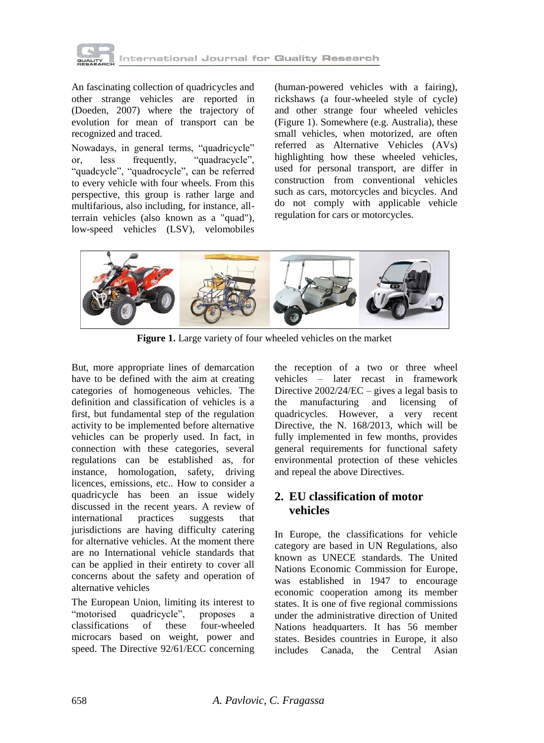An fascinating collection of quadricycles and other strange vehicles are reported in (Doeden, 2007) where the trajectory of evolution for mean of transport can be recognized and traced.

Nowadays, in general terms, "quadricycle" or, less frequently, "quadracycle", "quadcycle", "quadrocycle", can be referred to every vehicle with four wheels. From this perspective, this group is rather large and multifarious, also including, for instance, all-terrain vehicles (also known as a "quad"), low-speed vehicles (LSV), velomobiles (human-powered vehicles with a fairing), rickshaws (a four-wheeled style of cycle) and other strange four wheeled vehicles (Figure 1). Somewhere (e.g. Australia), these small vehicles, when motorized, are often referred as Alternative Vehicles (AVs) highlighting how these wheeled vehicles, used for personal transport, are differ in construction from conventional vehicles such as cars, motorcycles and bicycles. And do not comply with applicable vehicle regulation for cars or motorcycles.

**Figure 1.** Large variety of four wheeled vehicles on the market

But, more appropriate lines of demarcation have to be defined with the aim at creating categories of homogeneous vehicles. The definition and classification of vehicles is a first, but fundamental step of the regulation activity to be implemented before alternative vehicles can be properly used. In fact, in connection with these categories, several regulations can be established as, for instance, homologation, safety, driving licences, emissions, etc.. How to consider a quadricycle has been an issue widely discussed in the recent years. A review of international practices suggests that jurisdictions are having difficulty catering for alternative vehicles. At the moment there are no International vehicle standards that can be applied in their entirety to cover all concerns about the safety and operation of alternative vehicles

The European Union, limiting its interest to "motorised quadricycle", proposes a classifications of these four-wheeled microcars based on weight, power and speed. The Directive 92/61/ECC concerning the reception of a two or three wheel vehicles – later recast in framework Directive 2002/24/EC – gives a legal basis to the manufacturing and licensing of quadricycles. However, a very recent Directive, the N. 168/2013, which will be fully implemented in few months, provides general requirements for functional safety environmental protection of these vehicles and repeal the above Directives.

## 2. EU classification of motor vehicles

In Europe, the classifications for vehicle category are based in UN Regulations, also known as UNECE standards. The United Nations Economic Commission for Europe, was established in 1947 to encourage economic cooperation among its member states. It is one of five regional commissions under the administrative direction of United Nations headquarters. It has 56 member states. Besides countries in Europe, it also includes Canada, the Central Asian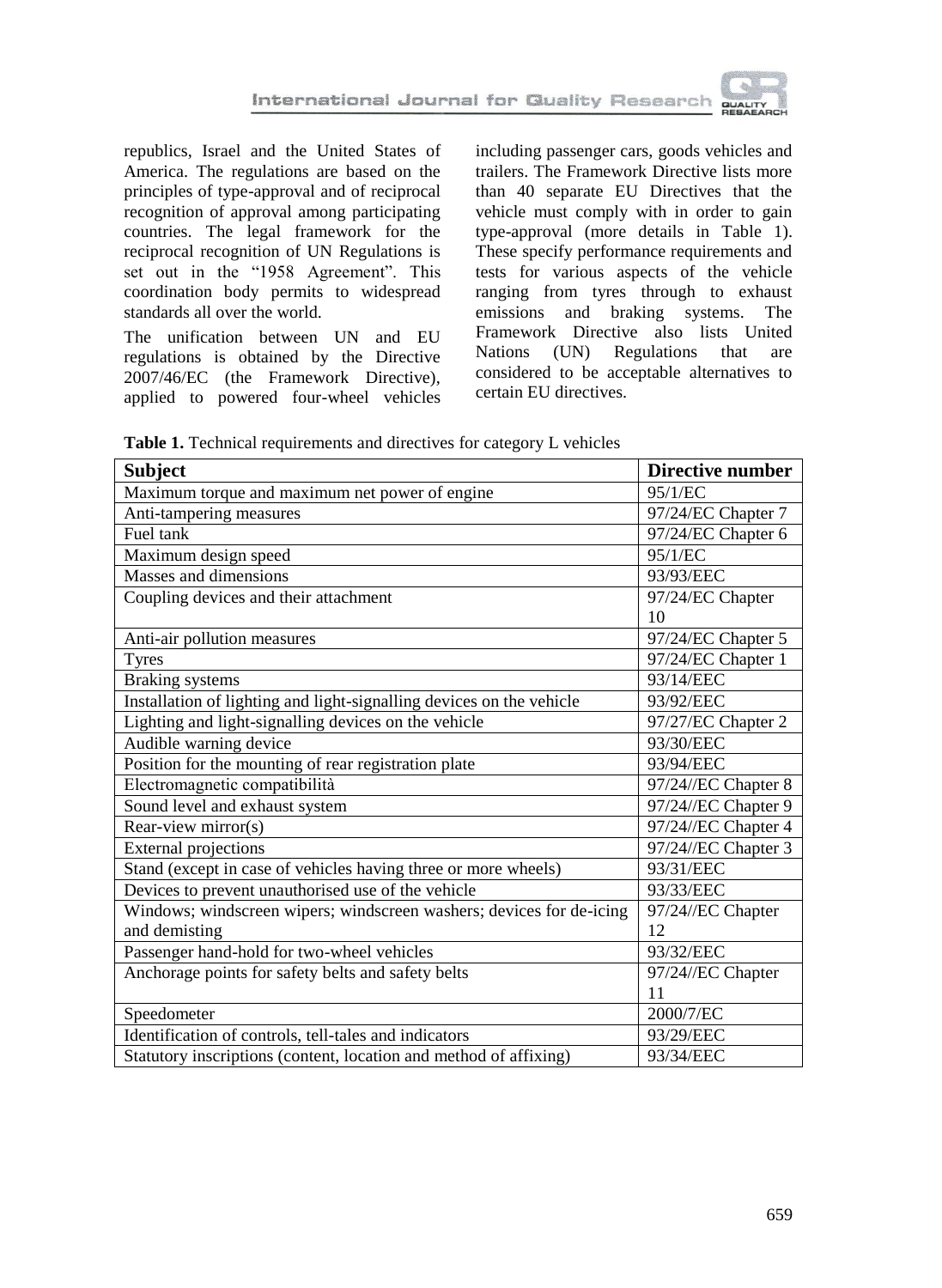republics, Israel and the United States of America. The regulations are based on the principles of type-approval and of reciprocal recognition of approval among participating countries. The legal framework for the reciprocal recognition of UN Regulations is set out in the "1958 Agreement". This coordination body permits to widespread standards all over the world.

The unification between UN and EU regulations is obtained by the Directive 2007/46/EC (the Framework Directive), applied to powered four-wheel vehicles including passenger cars, goods vehicles and trailers. The Framework Directive lists more than 40 separate EU Directives that the vehicle must comply with in order to gain type-approval (more details in Table 1). These specify performance requirements and tests for various aspects of the vehicle ranging from tyres through to exhaust emissions and braking systems. The Framework Directive also lists United Nations (UN) Regulations that are considered to be acceptable alternatives to certain EU directives.

**Table 1.** Technical requirements and directives for category L vehicles

| Subject | Directive number |
|---|---|
| Maximum torque and maximum net power of engine | 95/1/EC |
| Anti-tampering measures | 97/24/EC Chapter 7 |
| Fuel tank | 97/24/EC Chapter 6 |
| Maximum design speed | 95/1/EC |
| Masses and dimensions | 93/93/EEC |
| Coupling devices and their attachment | 97/24/EC Chapter 10 |
| Anti-air pollution measures | 97/24/EC Chapter 5 |
| Tyres | 97/24/EC Chapter 1 |
| Braking systems | 93/14/EEC |
| Installation of lighting and light-signalling devices on the vehicle | 93/92/EEC |
| Lighting and light-signalling devices on the vehicle | 97/27/EC Chapter 2 |
| Audible warning device | 93/30/EEC |
| Position for the mounting of rear registration plate | 93/94/EEC |
| Electromagnetic compatibilità | 97/24//EC Chapter 8 |
| Sound level and exhaust system | 97/24//EC Chapter 9 |
| Rear-view mirror(s) | 97/24//EC Chapter 4 |
| External projections | 97/24//EC Chapter 3 |
| Stand (except in case of vehicles having three or more wheels) | 93/31/EEC |
| Devices to prevent unauthorised use of the vehicle | 93/33/EEC |
| Windows; windscreen wipers; windscreen washers; devices for de-icing and demisting | 97/24//EC Chapter 12 |
| Passenger hand-hold for two-wheel vehicles | 93/32/EEC |
| Anchorage points for safety belts and safety belts | 97/24//EC Chapter 11 |
| Speedometer | 2000/7/EC |
| Identification of controls, tell-tales and indicators | 93/29/EEC |
| Statutory inscriptions (content, location and method of affixing) | 93/34/EEC |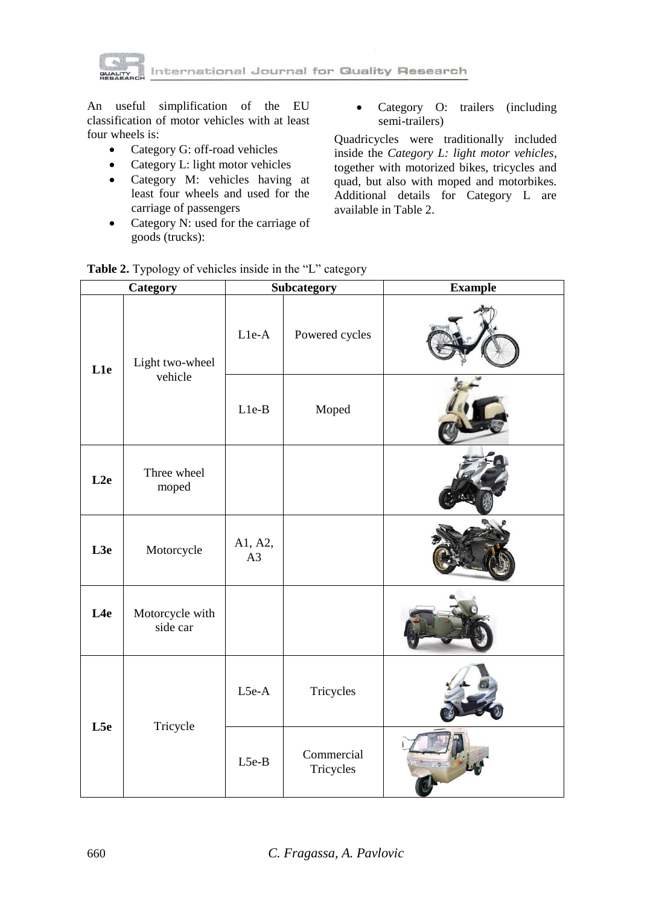An useful simplification of the EU classification of motor vehicles with at least four wheels is:

- Category G: off-road vehicles
- Category L: light motor vehicles
- Category M: vehicles having at least four wheels and used for the carriage of passengers
- Category N: used for the carriage of goods (trucks):
- Category O: trailers (including semi-trailers)

Quadricycles were traditionally included inside the *Category L: light motor vehicles*, together with motorized bikes, tricycles and quad, but also with moped and motorbikes. Additional details for Category L are available in Table 2.

**Table 2.** Typology of vehicles inside in the "L" category

| Category | | Subcategory | | Example |
|---|---|---|---|---|
| **L1e** | Light two-wheel vehicle | L1e-A | Powered cycles | |
| | | L1e-B | Moped | |
| **L2e** | Three wheel moped | | | |
| **L3e** | Motorcycle | A1, A2, A3 | | |
| **L4e** | Motorcycle with side car | | | |
| **L5e** | Tricycle | L5e-A | Tricycles | |
| | | L5e-B | Commercial Tricycles | |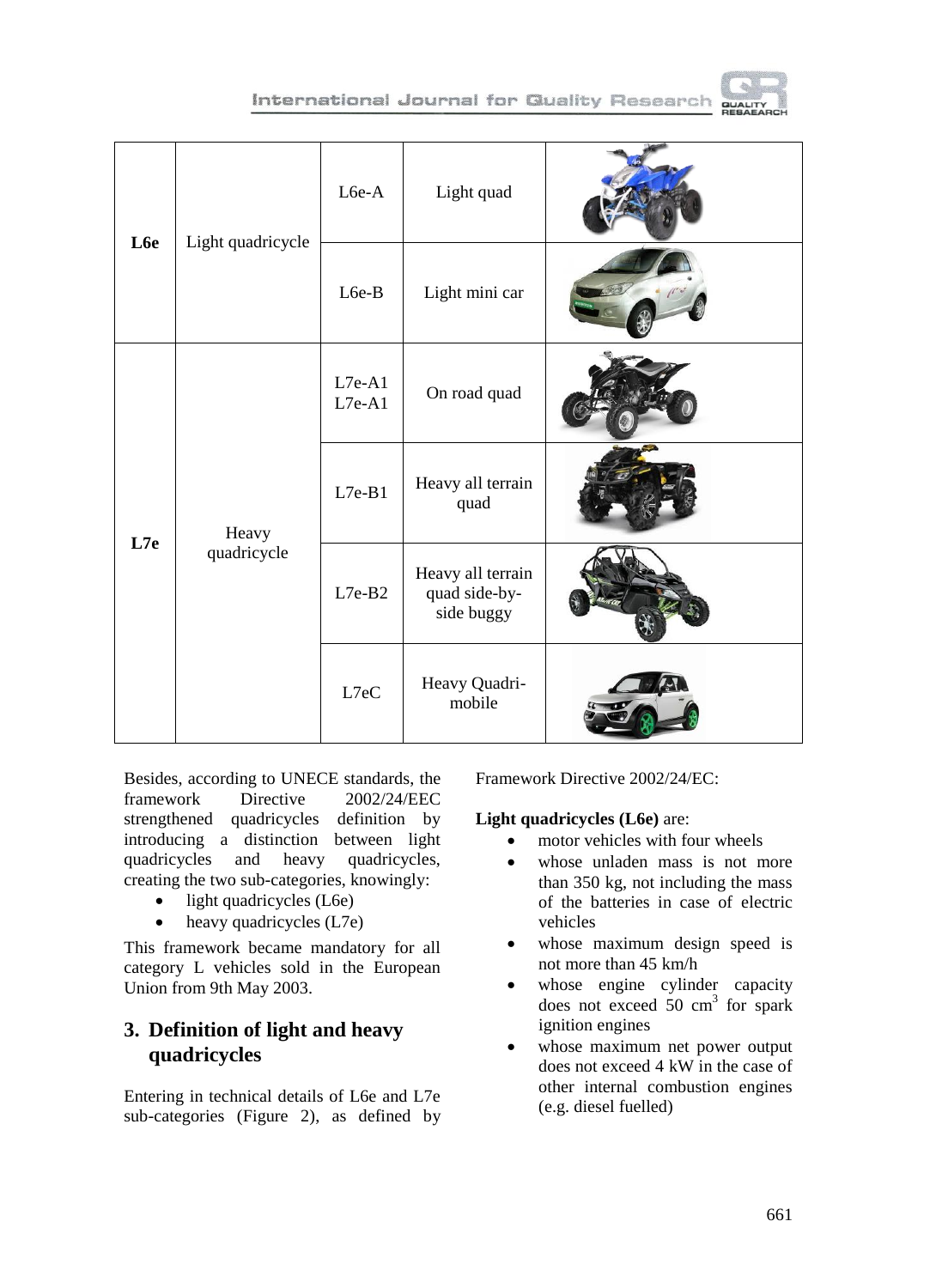| L6e | Light quadricycle | L6e-A | Light quad | |
|---|---|---|---|---|
| | | L6e-B | Light mini car | |
| L7e | Heavy quadricycle | L7e-A1 L7e-A1 | On road quad | |
| | | L7e-B1 | Heavy all terrain quad | |
| | | L7e-B2 | Heavy all terrain quad side-by-side buggy | |
| | | L7eC | Heavy Quadri-mobile | |

Besides, according to UNECE standards, the framework Directive 2002/24/EEC strengthened quadricycles definition by introducing a distinction between light quadricycles and heavy quadricycles, creating the two sub-categories, knowingly:

- light quadricycles (L6e)
- heavy quadricycles (L7e)

This framework became mandatory for all category L vehicles sold in the European Union from 9th May 2003.

## 3. Definition of light and heavy quadricycles

Entering in technical details of L6e and L7e sub-categories (Figure 2), as defined by Framework Directive 2002/24/EC:

**Light quadricycles (L6e)** are:

- motor vehicles with four wheels
- whose unladen mass is not more than 350 kg, not including the mass of the batteries in case of electric vehicles
- whose maximum design speed is not more than 45 km/h
- whose engine cylinder capacity does not exceed 50 $cm^3$ for spark ignition engines
- whose maximum net power output does not exceed 4 kW in the case of other internal combustion engines (e.g. diesel fuelled)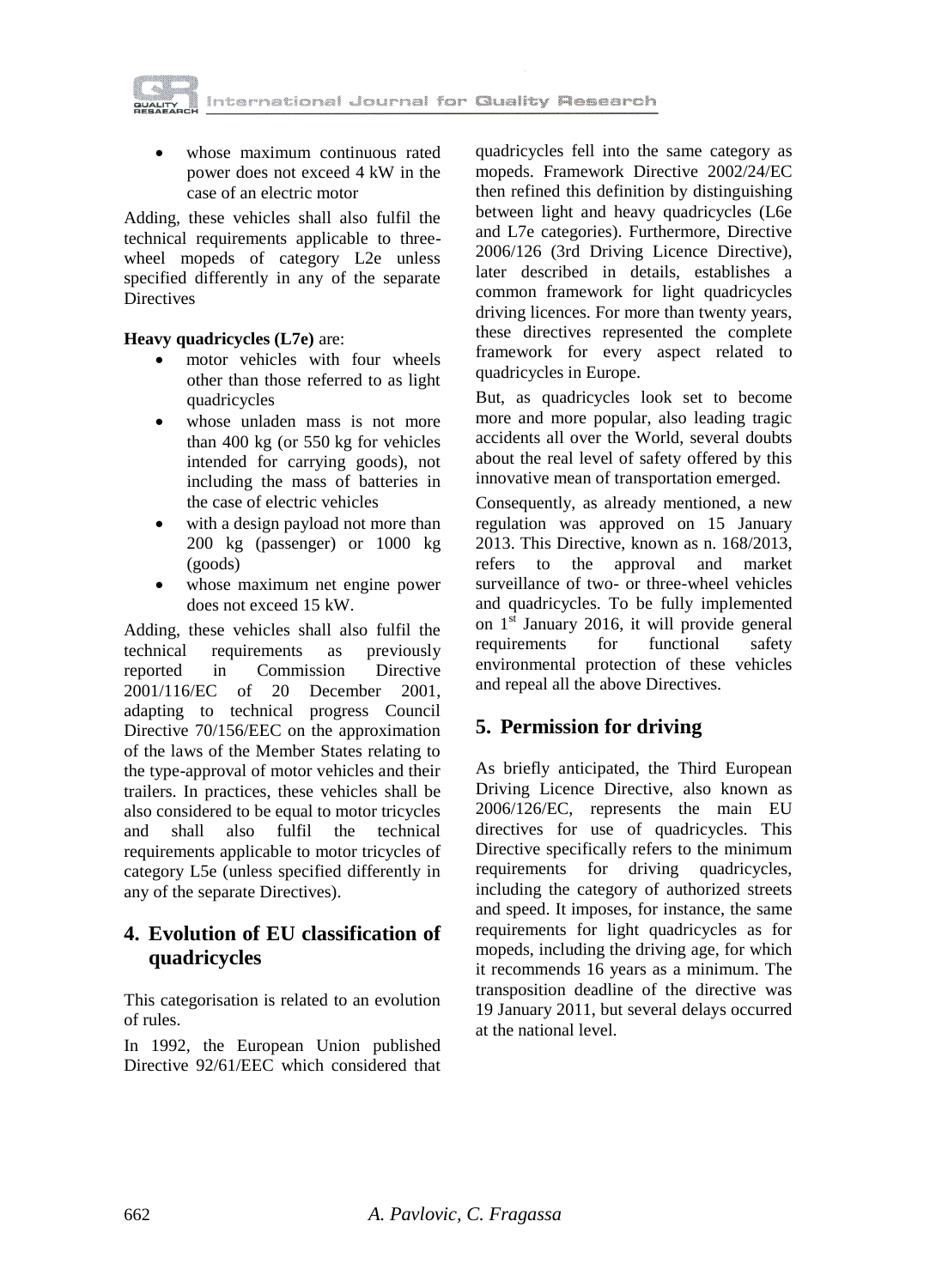- whose maximum continuous rated power does not exceed 4 kW in the case of an electric motor

Adding, these vehicles shall also fulfil the technical requirements applicable to three-wheel mopeds of category L2e unless specified differently in any of the separate Directives

**Heavy quadricycles (L7e)** are:

- motor vehicles with four wheels other than those referred to as light quadricycles
- whose unladen mass is not more than 400 kg (or 550 kg for vehicles intended for carrying goods), not including the mass of batteries in the case of electric vehicles
- with a design payload not more than 200 kg (passenger) or 1000 kg (goods)
- whose maximum net engine power does not exceed 15 kW.

Adding, these vehicles shall also fulfil the technical requirements as previously reported in Commission Directive 2001/116/EC of 20 December 2001, adapting to technical progress Council Directive 70/156/EEC on the approximation of the laws of the Member States relating to the type-approval of motor vehicles and their trailers. In practices, these vehicles shall be also considered to be equal to motor tricycles and shall also fulfil the technical requirements applicable to motor tricycles of category L5e (unless specified differently in any of the separate Directives).

## 4. Evolution of EU classification of quadricycles

This categorisation is related to an evolution of rules.

In 1992, the European Union published Directive 92/61/EEC which considered that quadricycles fell into the same category as mopeds. Framework Directive 2002/24/EC then refined this definition by distinguishing between light and heavy quadricycles (L6e and L7e categories). Furthermore, Directive 2006/126 (3rd Driving Licence Directive), later described in details, establishes a common framework for light quadricycles driving licences. For more than twenty years, these directives represented the complete framework for every aspect related to quadricycles in Europe.

But, as quadricycles look set to become more and more popular, also leading tragic accidents all over the World, several doubts about the real level of safety offered by this innovative mean of transportation emerged.

Consequently, as already mentioned, a new regulation was approved on 15 January 2013. This Directive, known as n. 168/2013, refers to the approval and market surveillance of two- or three-wheel vehicles and quadricycles. To be fully implemented on 1st January 2016, it will provide general requirements for functional safety environmental protection of these vehicles and repeal all the above Directives.

## 5. Permission for driving

As briefly anticipated, the Third European Driving Licence Directive, also known as 2006/126/EC, represents the main EU directives for use of quadricycles. This Directive specifically refers to the minimum requirements for driving quadricycles, including the category of authorized streets and speed. It imposes, for instance, the same requirements for light quadricycles as for mopeds, including the driving age, for which it recommends 16 years as a minimum. The transposition deadline of the directive was 19 January 2011, but several delays occurred at the national level.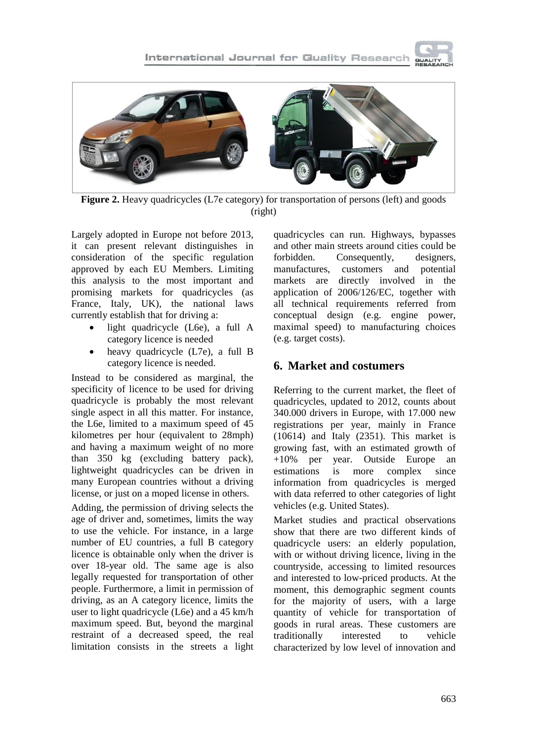**Figure 2.** Heavy quadricycles (L7e category) for transportation of persons (left) and goods (right)

Largely adopted in Europe not before 2013, it can present relevant distinguishes in consideration of the specific regulation approved by each EU Members. Limiting this analysis to the most important and promising markets for quadricycles (as France, Italy, UK), the national laws currently establish that for driving a:

- light quadricycle (L6e), a full A category licence is needed
- heavy quadricycle (L7e), a full B category licence is needed.

Instead to be considered as marginal, the specificity of licence to be used for driving quadricycle is probably the most relevant single aspect in all this matter. For instance, the L6e, limited to a maximum speed of 45 kilometres per hour (equivalent to 28mph) and having a maximum weight of no more than 350 kg (excluding battery pack), lightweight quadricycles can be driven in many European countries without a driving license, or just on a moped license in others.

Adding, the permission of driving selects the age of driver and, sometimes, limits the way to use the vehicle. For instance, in a large number of EU countries, a full B category licence is obtainable only when the driver is over 18-year old. The same age is also legally requested for transportation of other people. Furthermore, a limit in permission of driving, as an A category licence, limits the user to light quadricycle (L6e) and a 45 km/h maximum speed. But, beyond the marginal restraint of a decreased speed, the real limitation consists in the streets a light quadricycles can run. Highways, bypasses and other main streets around cities could be forbidden. Consequently, designers, manufactures, customers and potential markets are directly involved in the application of 2006/126/EC, together with all technical requirements referred from conceptual design (e.g. engine power, maximal speed) to manufacturing choices (e.g. target costs).

## 6. Market and costumers

Referring to the current market, the fleet of quadricycles, updated to 2012, counts about 340.000 drivers in Europe, with 17.000 new registrations per year, mainly in France (10614) and Italy (2351). This market is growing fast, with an estimated growth of +10% per year. Outside Europe an estimations is more complex since information from quadricycles is merged with data referred to other categories of light vehicles (e.g. United States).

Market studies and practical observations show that there are two different kinds of quadricycle users: an elderly population, with or without driving licence, living in the countryside, accessing to limited resources and interested to low-priced products. At the moment, this demographic segment counts for the majority of users, with a large quantity of vehicle for transportation of goods in rural areas. These customers are traditionally interested to vehicle characterized by low level of innovation and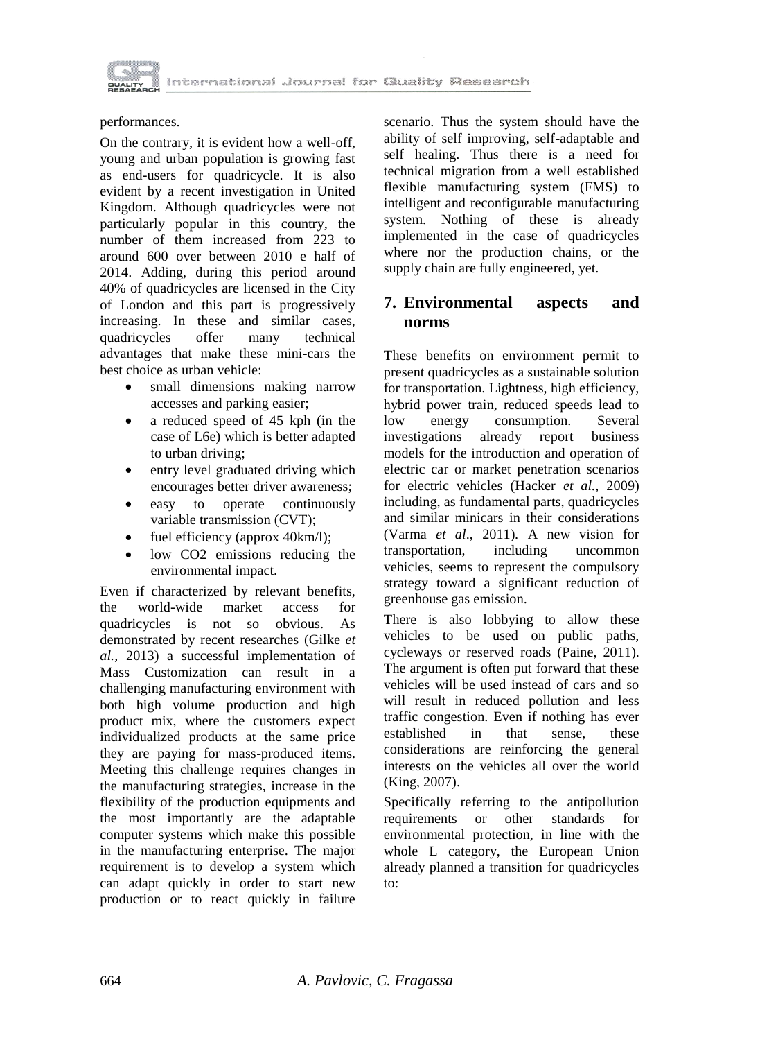performances.

On the contrary, it is evident how a well-off, young and urban population is growing fast as end-users for quadricycle. It is also evident by a recent investigation in United Kingdom. Although quadricycles were not particularly popular in this country, the number of them increased from 223 to around 600 over between 2010 e half of 2014. Adding, during this period around 40% of quadricycles are licensed in the City of London and this part is progressively increasing. In these and similar cases, quadricycles offer many technical advantages that make these mini-cars the best choice as urban vehicle:

- small dimensions making narrow accesses and parking easier;
- a reduced speed of 45 kph (in the case of L6e) which is better adapted to urban driving;
- entry level graduated driving which encourages better driver awareness;
- easy to operate continuously variable transmission (CVT);
- fuel efficiency (approx 40km/l);
- low CO2 emissions reducing the environmental impact.

Even if characterized by relevant benefits, the world-wide market access for quadricycles is not so obvious. As demonstrated by recent researches (Gilke *et al.*, 2013) a successful implementation of Mass Customization can result in a challenging manufacturing environment with both high volume production and high product mix, where the customers expect individualized products at the same price they are paying for mass-produced items. Meeting this challenge requires changes in the manufacturing strategies, increase in the flexibility of the production equipments and the most importantly are the adaptable computer systems which make this possible in the manufacturing enterprise. The major requirement is to develop a system which can adapt quickly in order to start new production or to react quickly in failure scenario. Thus the system should have the ability of self improving, self-adaptable and self healing. Thus there is a need for technical migration from a well established flexible manufacturing system (FMS) to intelligent and reconfigurable manufacturing system. Nothing of these is already implemented in the case of quadricycles where nor the production chains, or the supply chain are fully engineered, yet.

## 7. Environmental aspects and norms

These benefits on environment permit to present quadricycles as a sustainable solution for transportation. Lightness, high efficiency, hybrid power train, reduced speeds lead to low energy consumption. Several investigations already report business models for the introduction and operation of electric car or market penetration scenarios for electric vehicles (Hacker *et al.*, 2009) including, as fundamental parts, quadricycles and similar minicars in their considerations (Varma *et al*., 2011). A new vision for transportation, including uncommon vehicles, seems to represent the compulsory strategy toward a significant reduction of greenhouse gas emission.

There is also lobbying to allow these vehicles to be used on public paths, cycleways or reserved roads (Paine, 2011). The argument is often put forward that these vehicles will be used instead of cars and so will result in reduced pollution and less traffic congestion. Even if nothing has ever established in that sense, these considerations are reinforcing the general interests on the vehicles all over the world (King, 2007).

Specifically referring to the antipollution requirements or other standards for environmental protection, in line with the whole L category, the European Union already planned a transition for quadricycles to: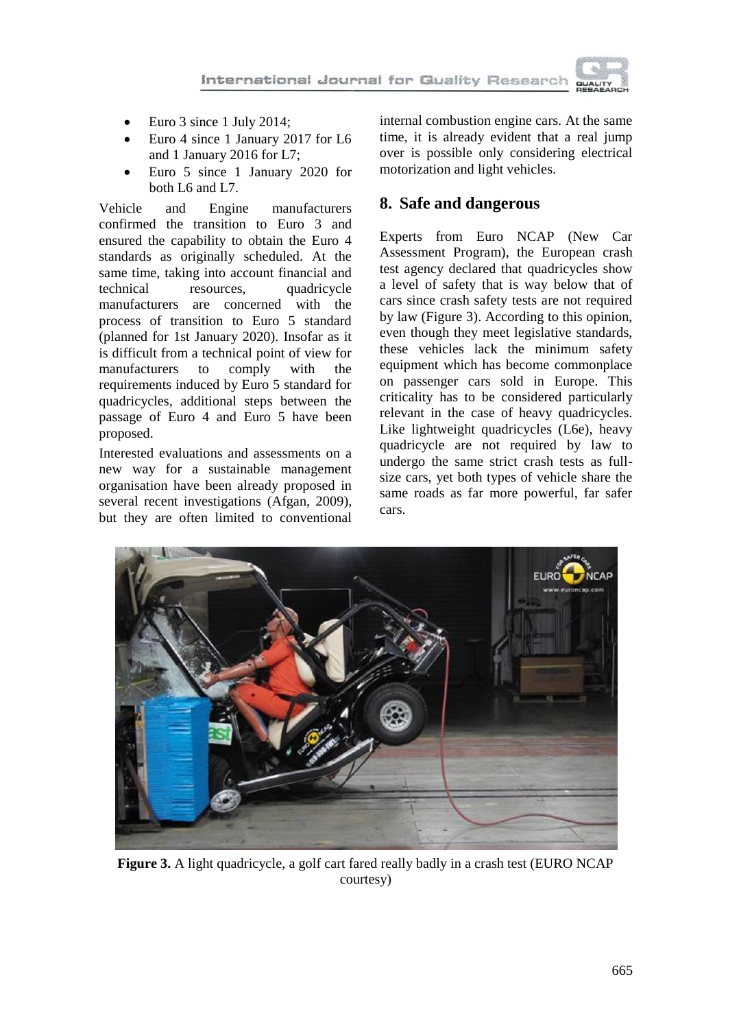- Euro 3 since 1 July 2014;
- Euro 4 since 1 January 2017 for L6 and 1 January 2016 for L7;
- Euro 5 since 1 January 2020 for both L6 and L7.

Vehicle and Engine manufacturers confirmed the transition to Euro 3 and ensured the capability to obtain the Euro 4 standards as originally scheduled. At the same time, taking into account financial and technical resources, quadricycle manufacturers are concerned with the process of transition to Euro 5 standard (planned for 1st January 2020). Insofar as it is difficult from a technical point of view for manufacturers to comply with the requirements induced by Euro 5 standard for quadricycles, additional steps between the passage of Euro 4 and Euro 5 have been proposed.

Interested evaluations and assessments on a new way for a sustainable management organisation have been already proposed in several recent investigations (Afgan, 2009), but they are often limited to conventional internal combustion engine cars. At the same time, it is already evident that a real jump over is possible only considering electrical motorization and light vehicles.

## 8. Safe and dangerous

Experts from Euro NCAP (New Car Assessment Program), the European crash test agency declared that quadricycles show a level of safety that is way below that of cars since crash safety tests are not required by law (Figure 3). According to this opinion, even though they meet legislative standards, these vehicles lack the minimum safety equipment which has become commonplace on passenger cars sold in Europe. This criticality has to be considered particularly relevant in the case of heavy quadricycles. Like lightweight quadricycles (L6e), heavy quadricycle are not required by law to undergo the same strict crash tests as full-size cars, yet both types of vehicle share the same roads as far more powerful, far safer cars.

**Figure 3.** A light quadricycle, a golf cart fared really badly in a crash test (EURO NCAP courtesy)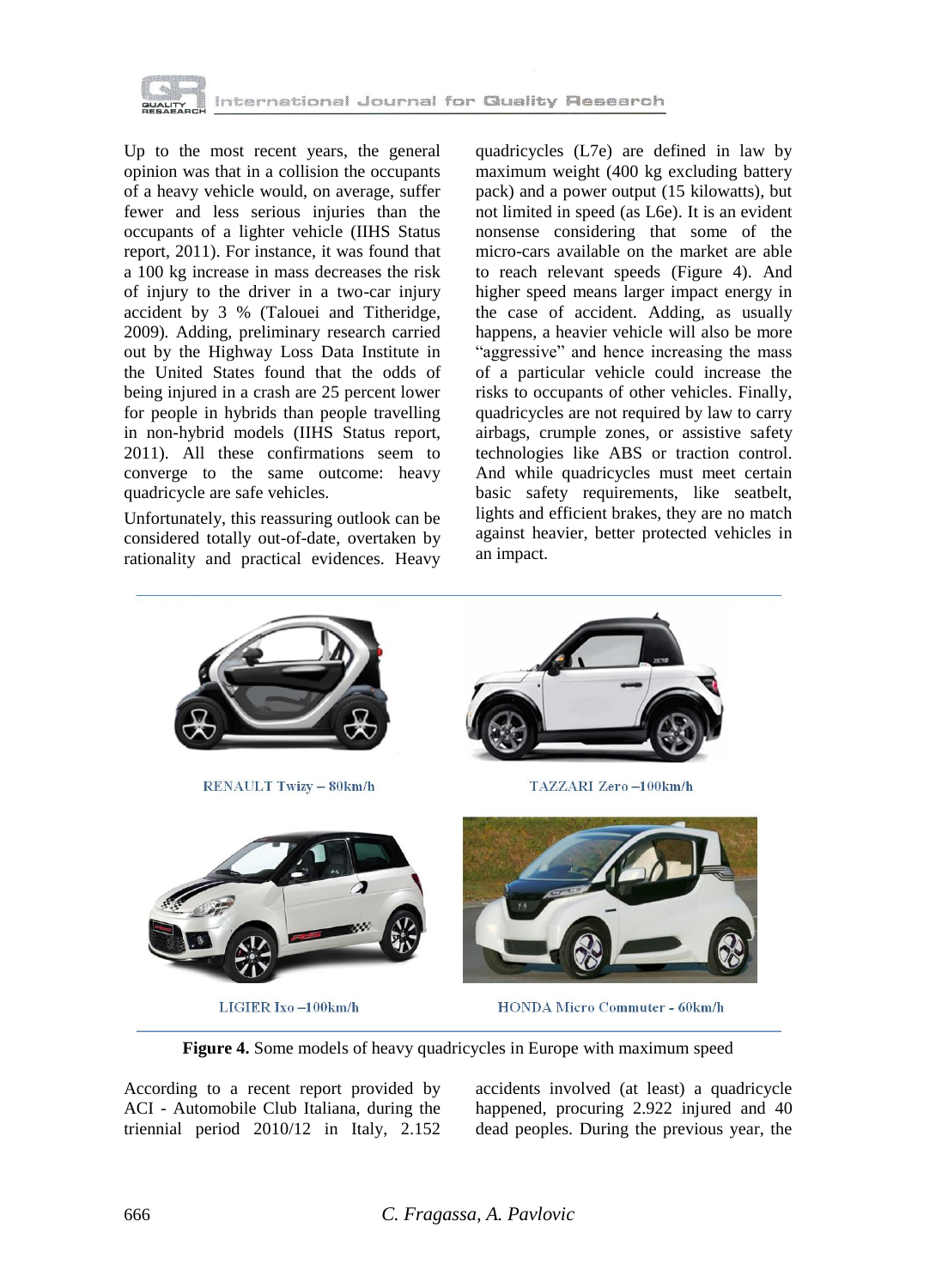Up to the most recent years, the general opinion was that in a collision the occupants of a heavy vehicle would, on average, suffer fewer and less serious injuries than the occupants of a lighter vehicle (IIHS Status report, 2011). For instance, it was found that a 100 kg increase in mass decreases the risk of injury to the driver in a two-car injury accident by 3 % (Talouei and Titheridge, 2009). Adding, preliminary research carried out by the Highway Loss Data Institute in the United States found that the odds of being injured in a crash are 25 percent lower for people in hybrids than people travelling in non-hybrid models (IIHS Status report, 2011). All these confirmations seem to converge to the same outcome: heavy quadricycle are safe vehicles.

Unfortunately, this reassuring outlook can be considered totally out-of-date, overtaken by rationality and practical evidences. Heavy quadricycles (L7e) are defined in law by maximum weight (400 kg excluding battery pack) and a power output (15 kilowatts), but not limited in speed (as L6e). It is an evident nonsense considering that some of the micro-cars available on the market are able to reach relevant speeds (Figure 4). And higher speed means larger impact energy in the case of accident. Adding, as usually happens, a heavier vehicle will also be more "aggressive" and hence increasing the mass of a particular vehicle could increase the risks to occupants of other vehicles. Finally, quadricycles are not required by law to carry airbags, crumple zones, or assistive safety technologies like ABS or traction control. And while quadricycles must meet certain basic safety requirements, like seatbelt, lights and efficient brakes, they are no match against heavier, better protected vehicles in an impact.

RENAULT Twizy – 80km/h

TAZZARI Zero –100km/h

LIGIER Ixo –100km/h

HONDA Micro Commuter - 60km/h

**Figure 4.** Some models of heavy quadricycles in Europe with maximum speed

According to a recent report provided by ACI - Automobile Club Italiana, during the triennial period 2010/12 in Italy, 2.152 accidents involved (at least) a quadricycle happened, procuring 2.922 injured and 40 dead peoples. During the previous year, the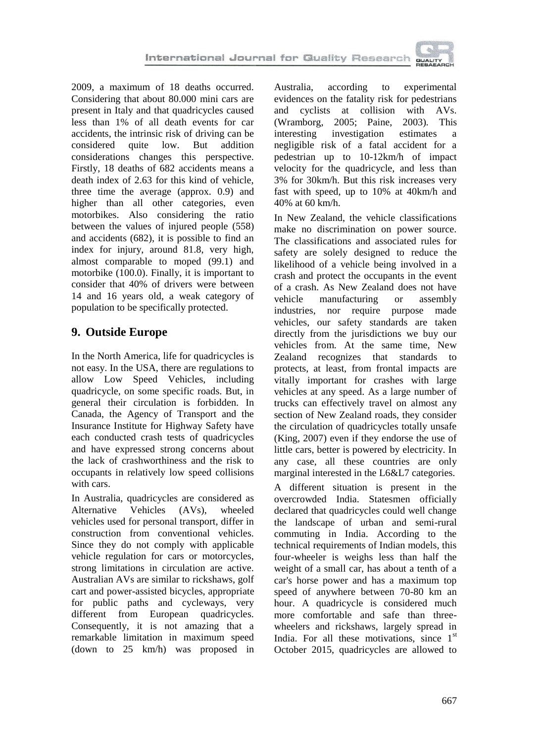2009, a maximum of 18 deaths occurred. Considering that about 80.000 mini cars are present in Italy and that quadricycles caused less than 1% of all death events for car accidents, the intrinsic risk of driving can be considered quite low. But addition considerations changes this perspective. Firstly, 18 deaths of 682 accidents means a death index of 2.63 for this kind of vehicle, three time the average (approx. 0.9) and higher than all other categories, even motorbikes. Also considering the ratio between the values of injured people (558) and accidents (682), it is possible to find an index for injury, around 81.8, very high, almost comparable to moped (99.1) and motorbike (100.0). Finally, it is important to consider that 40% of drivers were between 14 and 16 years old, a weak category of population to be specifically protected.

## 9. Outside Europe

In the North America, life for quadricycles is not easy. In the USA, there are regulations to allow Low Speed Vehicles, including quadricycle, on some specific roads. But, in general their circulation is forbidden. In Canada, the Agency of Transport and the Insurance Institute for Highway Safety have each conducted crash tests of quadricycles and have expressed strong concerns about the lack of crashworthiness and the risk to occupants in relatively low speed collisions with cars.

In Australia, quadricycles are considered as Alternative Vehicles (AVs), wheeled vehicles used for personal transport, differ in construction from conventional vehicles. Since they do not comply with applicable vehicle regulation for cars or motorcycles, strong limitations in circulation are active. Australian AVs are similar to rickshaws, golf cart and power-assisted bicycles, appropriate for public paths and cycleways, very different from European quadricycles. Consequently, it is not amazing that a remarkable limitation in maximum speed (down to 25 km/h) was proposed in Australia, according to experimental evidences on the fatality risk for pedestrians and cyclists at collision with AVs. (Wramborg, 2005; Paine, 2003). This interesting investigation estimates a negligible risk of a fatal accident for a pedestrian up to 10-12km/h of impact velocity for the quadricycle, and less than 3% for 30km/h. But this risk increases very fast with speed, up to 10% at 40km/h and 40% at 60 km/h.

In New Zealand, the vehicle classifications make no discrimination on power source. The classifications and associated rules for safety are solely designed to reduce the likelihood of a vehicle being involved in a crash and protect the occupants in the event of a crash. As New Zealand does not have vehicle manufacturing or assembly industries, nor require purpose made vehicles, our safety standards are taken directly from the jurisdictions we buy our vehicles from. At the same time, New Zealand recognizes that standards to protects, at least, from frontal impacts are vitally important for crashes with large vehicles at any speed. As a large number of trucks can effectively travel on almost any section of New Zealand roads, they consider the circulation of quadricycles totally unsafe (King, 2007) even if they endorse the use of little cars, better is powered by electricity. In any case, all these countries are only marginal interested in the L6&L7 categories.

A different situation is present in the overcrowded India. Statesmen officially declared that quadricycles could well change the landscape of urban and semi-rural commuting in India. According to the technical requirements of Indian models, this four-wheeler is weighs less than half the weight of a small car, has about a tenth of a car's horse power and has a maximum top speed of anywhere between 70-80 km an hour. A quadricycle is considered much more comfortable and safe than three-wheelers and rickshaws, largely spread in India. For all these motivations, since 1st October 2015, quadricycles are allowed to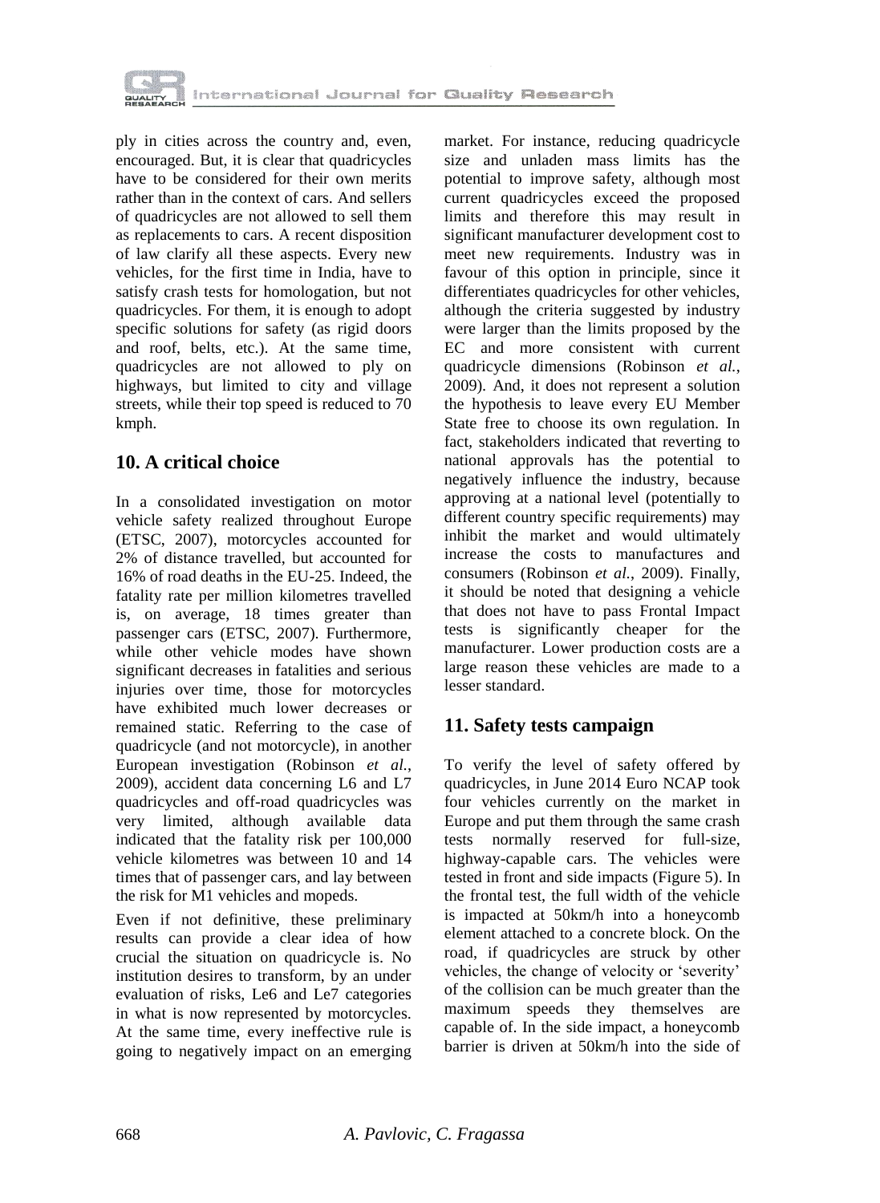ply in cities across the country and, even, encouraged. But, it is clear that quadricycles have to be considered for their own merits rather than in the context of cars. And sellers of quadricycles are not allowed to sell them as replacements to cars. A recent disposition of law clarify all these aspects. Every new vehicles, for the first time in India, have to satisfy crash tests for homologation, but not quadricycles. For them, it is enough to adopt specific solutions for safety (as rigid doors and roof, belts, etc.). At the same time, quadricycles are not allowed to ply on highways, but limited to city and village streets, while their top speed is reduced to 70 kmph.

## 10. A critical choice

In a consolidated investigation on motor vehicle safety realized throughout Europe (ETSC, 2007), motorcycles accounted for 2% of distance travelled, but accounted for 16% of road deaths in the EU-25. Indeed, the fatality rate per million kilometres travelled is, on average, 18 times greater than passenger cars (ETSC, 2007). Furthermore, while other vehicle modes have shown significant decreases in fatalities and serious injuries over time, those for motorcycles have exhibited much lower decreases or remained static. Referring to the case of quadricycle (and not motorcycle), in another European investigation (Robinson *et al.*, 2009), accident data concerning L6 and L7 quadricycles and off-road quadricycles was very limited, although available data indicated that the fatality risk per 100,000 vehicle kilometres was between 10 and 14 times that of passenger cars, and lay between the risk for M1 vehicles and mopeds.

Even if not definitive, these preliminary results can provide a clear idea of how crucial the situation on quadricycle is. No institution desires to transform, by an under evaluation of risks, Le6 and Le7 categories in what is now represented by motorcycles. At the same time, every ineffective rule is going to negatively impact on an emerging market. For instance, reducing quadricycle size and unladen mass limits has the potential to improve safety, although most current quadricycles exceed the proposed limits and therefore this may result in significant manufacturer development cost to meet new requirements. Industry was in favour of this option in principle, since it differentiates quadricycles for other vehicles, although the criteria suggested by industry were larger than the limits proposed by the EC and more consistent with current quadricycle dimensions (Robinson *et al.*, 2009). And, it does not represent a solution the hypothesis to leave every EU Member State free to choose its own regulation. In fact, stakeholders indicated that reverting to national approvals has the potential to negatively influence the industry, because approving at a national level (potentially to different country specific requirements) may inhibit the market and would ultimately increase the costs to manufactures and consumers (Robinson *et al.*, 2009). Finally, it should be noted that designing a vehicle that does not have to pass Frontal Impact tests is significantly cheaper for the manufacturer. Lower production costs are a large reason these vehicles are made to a lesser standard.

## 11. Safety tests campaign

To verify the level of safety offered by quadricycles, in June 2014 Euro NCAP took four vehicles currently on the market in Europe and put them through the same crash tests normally reserved for full-size, highway-capable cars. The vehicles were tested in front and side impacts (Figure 5). In the frontal test, the full width of the vehicle is impacted at 50km/h into a honeycomb element attached to a concrete block. On the road, if quadricycles are struck by other vehicles, the change of velocity or 'severity' of the collision can be much greater than the maximum speeds they themselves are capable of. In the side impact, a honeycomb barrier is driven at 50km/h into the side of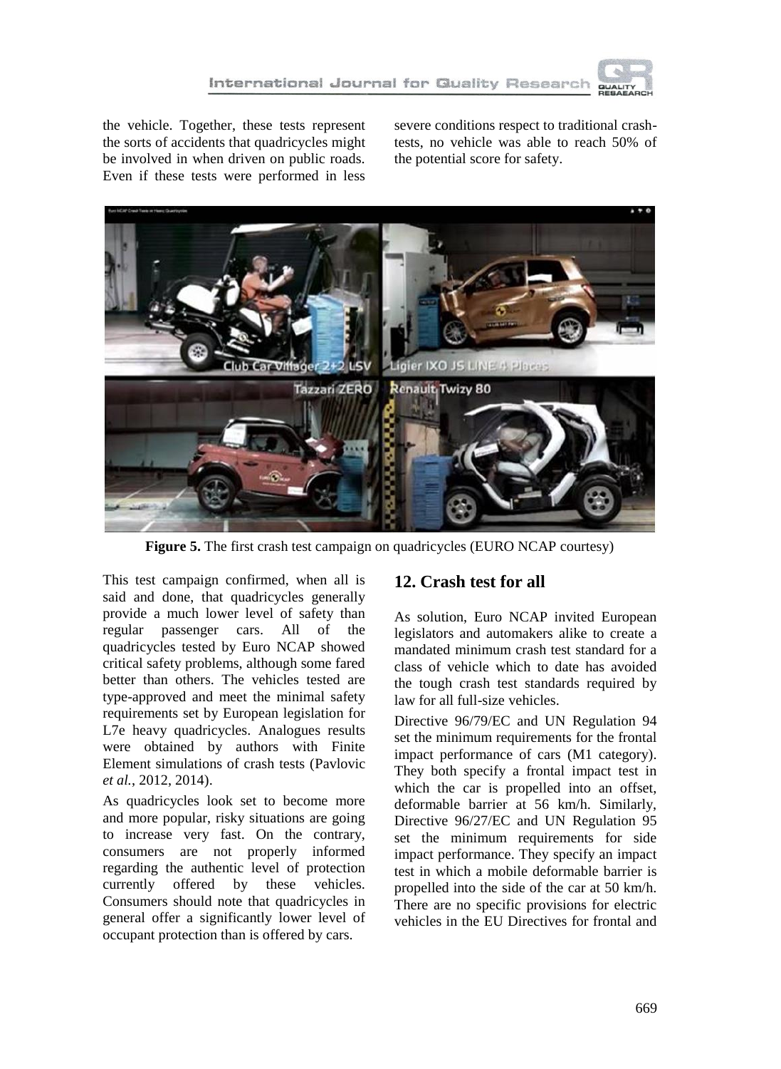the vehicle. Together, these tests represent the sorts of accidents that quadricycles might be involved in when driven on public roads. Even if these tests were performed in less severe conditions respect to traditional crash-tests, no vehicle was able to reach 50% of the potential score for safety.

**Figure 5.** The first crash test campaign on quadricycles (EURO NCAP courtesy)

This test campaign confirmed, when all is said and done, that quadricycles generally provide a much lower level of safety than regular passenger cars. All of the quadricycles tested by Euro NCAP showed critical safety problems, although some fared better than others. The vehicles tested are type-approved and meet the minimal safety requirements set by European legislation for L7e heavy quadricycles. Analogues results were obtained by authors with Finite Element simulations of crash tests (Pavlovic *et al.*, 2012, 2014).

As quadricycles look set to become more and more popular, risky situations are going to increase very fast. On the contrary, consumers are not properly informed regarding the authentic level of protection currently offered by these vehicles. Consumers should note that quadricycles in general offer a significantly lower level of occupant protection than is offered by cars.

## 12. Crash test for all

As solution, Euro NCAP invited European legislators and automakers alike to create a mandated minimum crash test standard for a class of vehicle which to date has avoided the tough crash test standards required by law for all full-size vehicles.

Directive 96/79/EC and UN Regulation 94 set the minimum requirements for the frontal impact performance of cars (M1 category). They both specify a frontal impact test in which the car is propelled into an offset, deformable barrier at 56 km/h. Similarly, Directive 96/27/EC and UN Regulation 95 set the minimum requirements for side impact performance. They specify an impact test in which a mobile deformable barrier is propelled into the side of the car at 50 km/h. There are no specific provisions for electric vehicles in the EU Directives for frontal and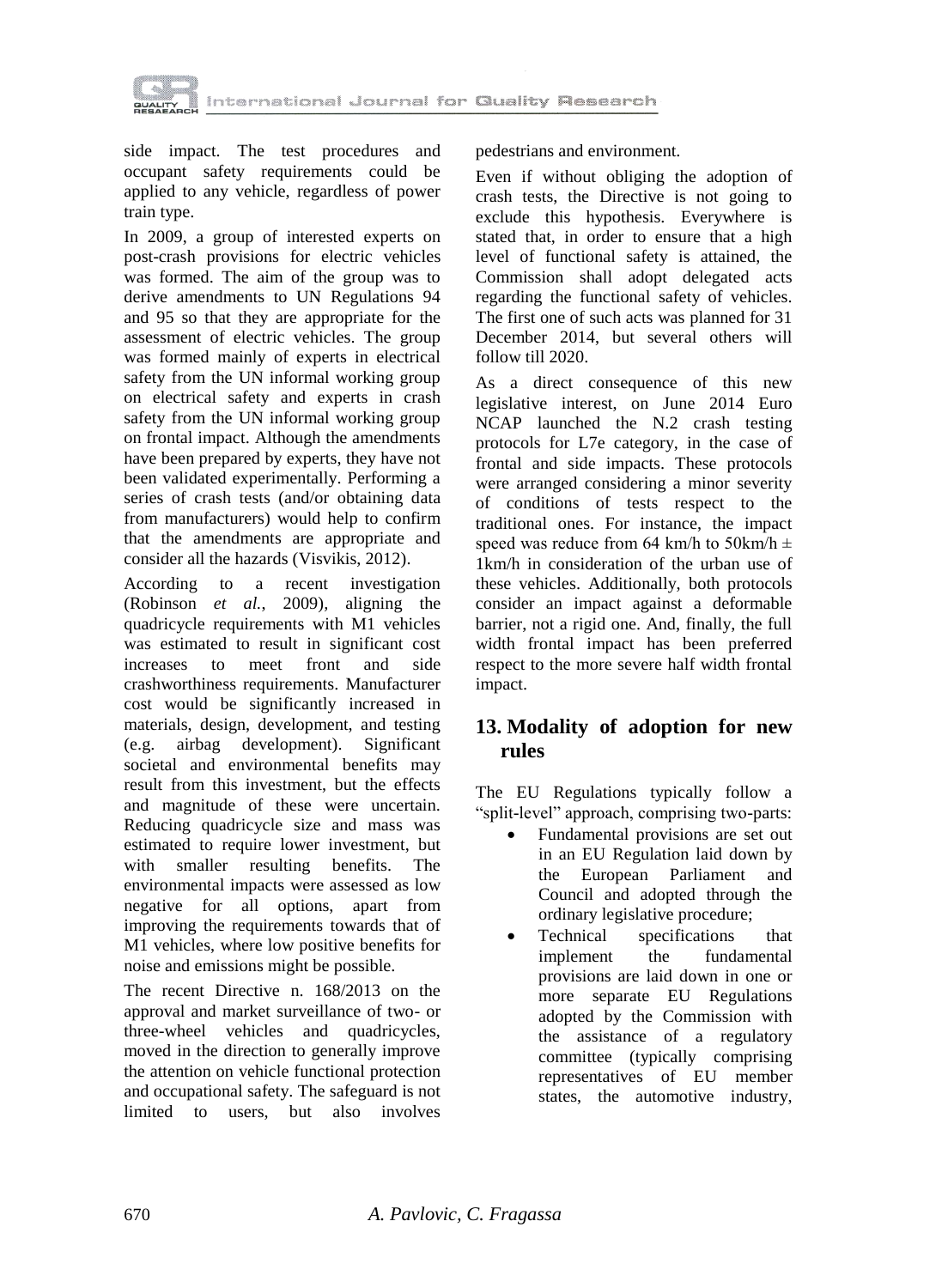side impact. The test procedures and occupant safety requirements could be applied to any vehicle, regardless of power train type.

In 2009, a group of interested experts on post-crash provisions for electric vehicles was formed. The aim of the group was to derive amendments to UN Regulations 94 and 95 so that they are appropriate for the assessment of electric vehicles. The group was formed mainly of experts in electrical safety from the UN informal working group on electrical safety and experts in crash safety from the UN informal working group on frontal impact. Although the amendments have been prepared by experts, they have not been validated experimentally. Performing a series of crash tests (and/or obtaining data from manufacturers) would help to confirm that the amendments are appropriate and consider all the hazards (Visvikis, 2012).

According to a recent investigation (Robinson *et al.*, 2009), aligning the quadricycle requirements with M1 vehicles was estimated to result in significant cost increases to meet front and side crashworthiness requirements. Manufacturer cost would be significantly increased in materials, design, development, and testing (e.g. airbag development). Significant societal and environmental benefits may result from this investment, but the effects and magnitude of these were uncertain. Reducing quadricycle size and mass was estimated to require lower investment, but with smaller resulting benefits. The environmental impacts were assessed as low negative for all options, apart from improving the requirements towards that of M1 vehicles, where low positive benefits for noise and emissions might be possible.

The recent Directive n. 168/2013 on the approval and market surveillance of two- or three-wheel vehicles and quadricycles, moved in the direction to generally improve the attention on vehicle functional protection and occupational safety. The safeguard is not limited to users, but also involves pedestrians and environment.

Even if without obliging the adoption of crash tests, the Directive is not going to exclude this hypothesis. Everywhere is stated that, in order to ensure that a high level of functional safety is attained, the Commission shall adopt delegated acts regarding the functional safety of vehicles. The first one of such acts was planned for 31 December 2014, but several others will follow till 2020.

As a direct consequence of this new legislative interest, on June 2014 Euro NCAP launched the N.2 crash testing protocols for L7e category, in the case of frontal and side impacts. These protocols were arranged considering a minor severity of conditions of tests respect to the traditional ones. For instance, the impact speed was reduce from 64 km/h to 50km/h ± 1km/h in consideration of the urban use of these vehicles. Additionally, both protocols consider an impact against a deformable barrier, not a rigid one. And, finally, the full width frontal impact has been preferred respect to the more severe half width frontal impact.

## 13. Modality of adoption for new rules

The EU Regulations typically follow a "split-level" approach, comprising two-parts:

- Fundamental provisions are set out in an EU Regulation laid down by the European Parliament and Council and adopted through the ordinary legislative procedure;
- Technical specifications that implement the fundamental provisions are laid down in one or more separate EU Regulations adopted by the Commission with the assistance of a regulatory committee (typically comprising representatives of EU member states, the automotive industry,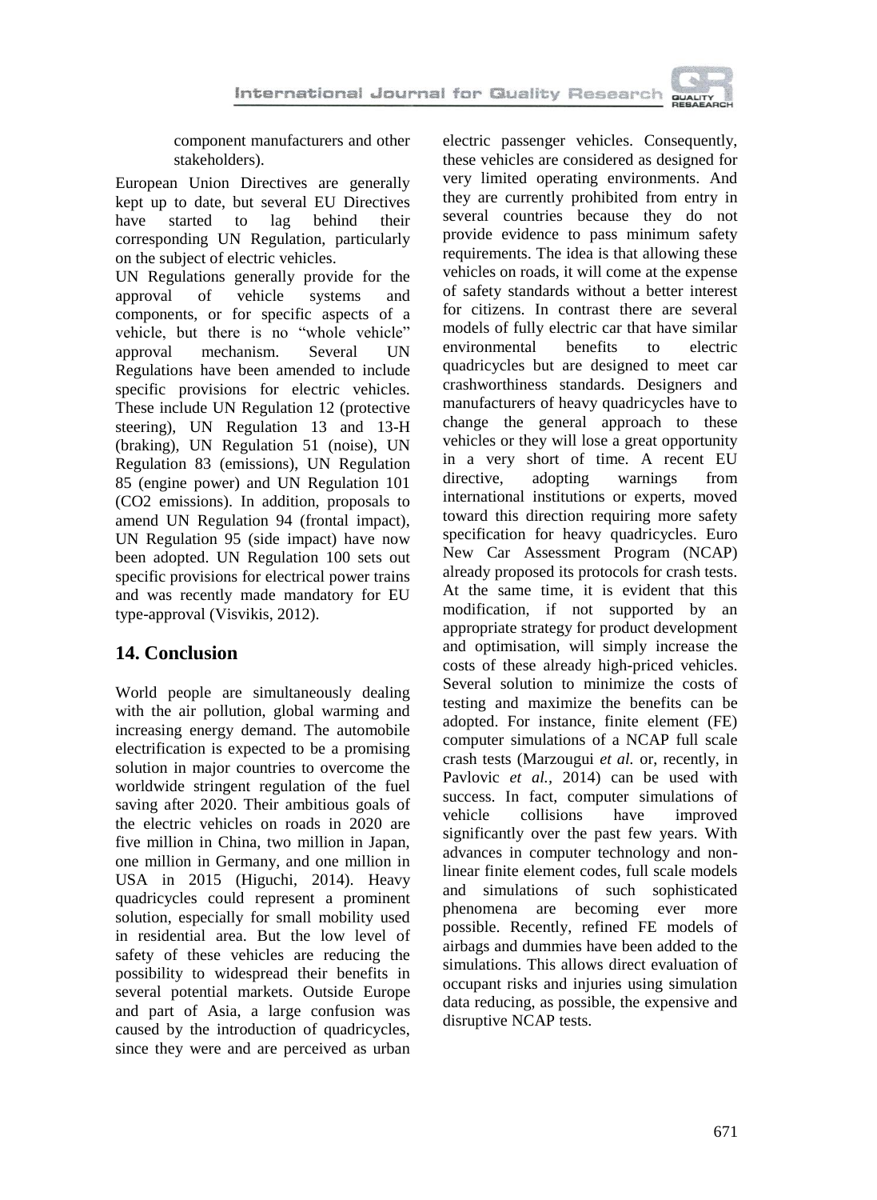component manufacturers and other stakeholders).

European Union Directives are generally kept up to date, but several EU Directives have started to lag behind their corresponding UN Regulation, particularly on the subject of electric vehicles.

UN Regulations generally provide for the approval of vehicle systems and components, or for specific aspects of a vehicle, but there is no "whole vehicle" approval mechanism. Several UN Regulations have been amended to include specific provisions for electric vehicles. These include UN Regulation 12 (protective steering), UN Regulation 13 and 13-H (braking), UN Regulation 51 (noise), UN Regulation 83 (emissions), UN Regulation 85 (engine power) and UN Regulation 101 (CO2 emissions). In addition, proposals to amend UN Regulation 94 (frontal impact), UN Regulation 95 (side impact) have now been adopted. UN Regulation 100 sets out specific provisions for electrical power trains and was recently made mandatory for EU type-approval (Visvikis, 2012).

## 14. Conclusion

World people are simultaneously dealing with the air pollution, global warming and increasing energy demand. The automobile electrification is expected to be a promising solution in major countries to overcome the worldwide stringent regulation of the fuel saving after 2020. Their ambitious goals of the electric vehicles on roads in 2020 are five million in China, two million in Japan, one million in Germany, and one million in USA in 2015 (Higuchi, 2014). Heavy quadricycles could represent a prominent solution, especially for small mobility used in residential area. But the low level of safety of these vehicles are reducing the possibility to widespread their benefits in several potential markets. Outside Europe and part of Asia, a large confusion was caused by the introduction of quadricycles, since they were and are perceived as urban electric passenger vehicles. Consequently, these vehicles are considered as designed for very limited operating environments. And they are currently prohibited from entry in several countries because they do not provide evidence to pass minimum safety requirements. The idea is that allowing these vehicles on roads, it will come at the expense of safety standards without a better interest for citizens. In contrast there are several models of fully electric car that have similar environmental benefits to electric quadricycles but are designed to meet car crashworthiness standards. Designers and manufacturers of heavy quadricycles have to change the general approach to these vehicles or they will lose a great opportunity in a very short of time. A recent EU directive, adopting warnings from international institutions or experts, moved toward this direction requiring more safety specification for heavy quadricycles. Euro New Car Assessment Program (NCAP) already proposed its protocols for crash tests. At the same time, it is evident that this modification, if not supported by an appropriate strategy for product development and optimisation, will simply increase the costs of these already high-priced vehicles. Several solution to minimize the costs of testing and maximize the benefits can be adopted. For instance, finite element (FE) computer simulations of a NCAP full scale crash tests (Marzougui *et al.* or, recently, in Pavlovic *et al.*, 2014) can be used with success. In fact, computer simulations of vehicle collisions have improved significantly over the past few years. With advances in computer technology and non-linear finite element codes, full scale models and simulations of such sophisticated phenomena are becoming ever more possible. Recently, refined FE models of airbags and dummies have been added to the simulations. This allows direct evaluation of occupant risks and injuries using simulation data reducing, as possible, the expensive and disruptive NCAP tests.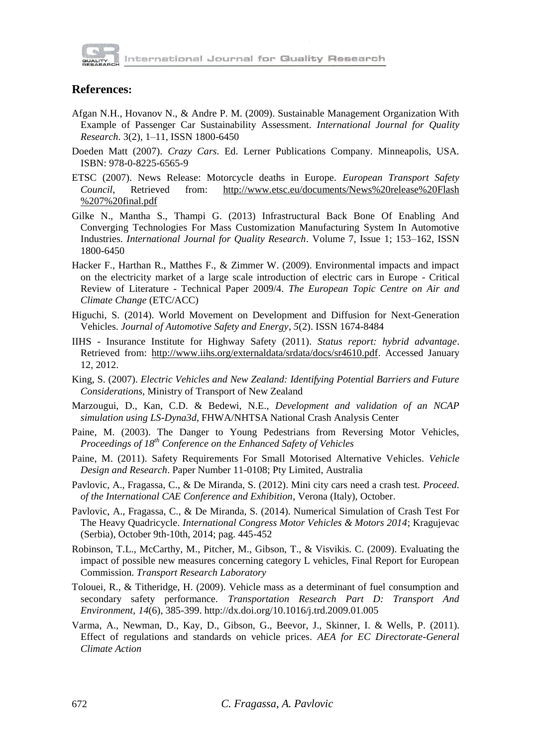## References:

Afgan N.H., Hovanov N., & Andre P. M. (2009). Sustainable Management Organization With Example of Passenger Car Sustainability Assessment. *International Journal for Quality Research*. 3(2), 1–11, ISSN 1800-6450

Doeden Matt (2007). *Crazy Cars*. Ed. Lerner Publications Company. Minneapolis, USA. ISBN: 978-0-8225-6565-9

ETSC (2007). News Release: Motorcycle deaths in Europe. *European Transport Safety Council*, Retrieved from: http://www.etsc.eu/documents/News%20release%20Flash%207%20final.pdf

Gilke N., Mantha S., Thampi G. (2013) Infrastructural Back Bone Of Enabling And Converging Technologies For Mass Customization Manufacturing System In Automotive Industries. *International Journal for Quality Research*. Volume 7, Issue 1; 153–162, ISSN 1800-6450

Hacker F., Harthan R., Matthes F., & Zimmer W. (2009). Environmental impacts and impact on the electricity market of a large scale introduction of electric cars in Europe - Critical Review of Literature - Technical Paper 2009/4. *The European Topic Centre on Air and Climate Change* (ETC/ACC)

Higuchi, S. (2014). World Movement on Development and Diffusion for Next-Generation Vehicles. *Journal of Automotive Safety and Energy*, *5*(2). ISSN 1674-8484

IIHS - Insurance Institute for Highway Safety (2011). *Status report: hybrid advantage*. Retrieved from: http://www.iihs.org/externaldata/srdata/docs/sr4610.pdf. Accessed January 12, 2012.

King, S. (2007). *Electric Vehicles and New Zealand: Identifying Potential Barriers and Future Considerations*, Ministry of Transport of New Zealand

Marzougui, D., Kan, C.D. & Bedewi, N.E., *Development and validation of an NCAP simulation using LS-Dyna3d*, FHWA/NHTSA National Crash Analysis Center

Paine, M. (2003). The Danger to Young Pedestrians from Reversing Motor Vehicles, *Proceedings of 18th Conference on the Enhanced Safety of Vehicles*

Paine, M. (2011). Safety Requirements For Small Motorised Alternative Vehicles. *Vehicle Design and Research*. Paper Number 11-0108; Pty Limited, Australia

Pavlovic, A., Fragassa, C., & De Miranda, S. (2012). Mini city cars need a crash test. *Proceed. of the International CAE Conference and Exhibition*, Verona (Italy), October.

Pavlovic, A., Fragassa, C., & De Miranda, S. (2014). Numerical Simulation of Crash Test For The Heavy Quadricycle. *International Congress Motor Vehicles & Motors 2014*; Kragujevac (Serbia), October 9th-10th, 2014; pag. 445-452

Robinson, T.L., McCarthy, M., Pitcher, M., Gibson, T., & Visvikis. C. (2009). Evaluating the impact of possible new measures concerning category L vehicles, Final Report for European Commission. *Transport Research Laboratory*

Tolouei, R., & Titheridge, H. (2009). Vehicle mass as a determinant of fuel consumption and secondary safety performance. *Transportation Research Part D: Transport And Environment*, *14*(6), 385-399. http://dx.doi.org/10.1016/j.trd.2009.01.005

Varma, A., Newman, D., Kay, D., Gibson, G., Beevor, J., Skinner, I. & Wells, P. (2011). Effect of regulations and standards on vehicle prices. *AEA for EC Directorate-General Climate Action*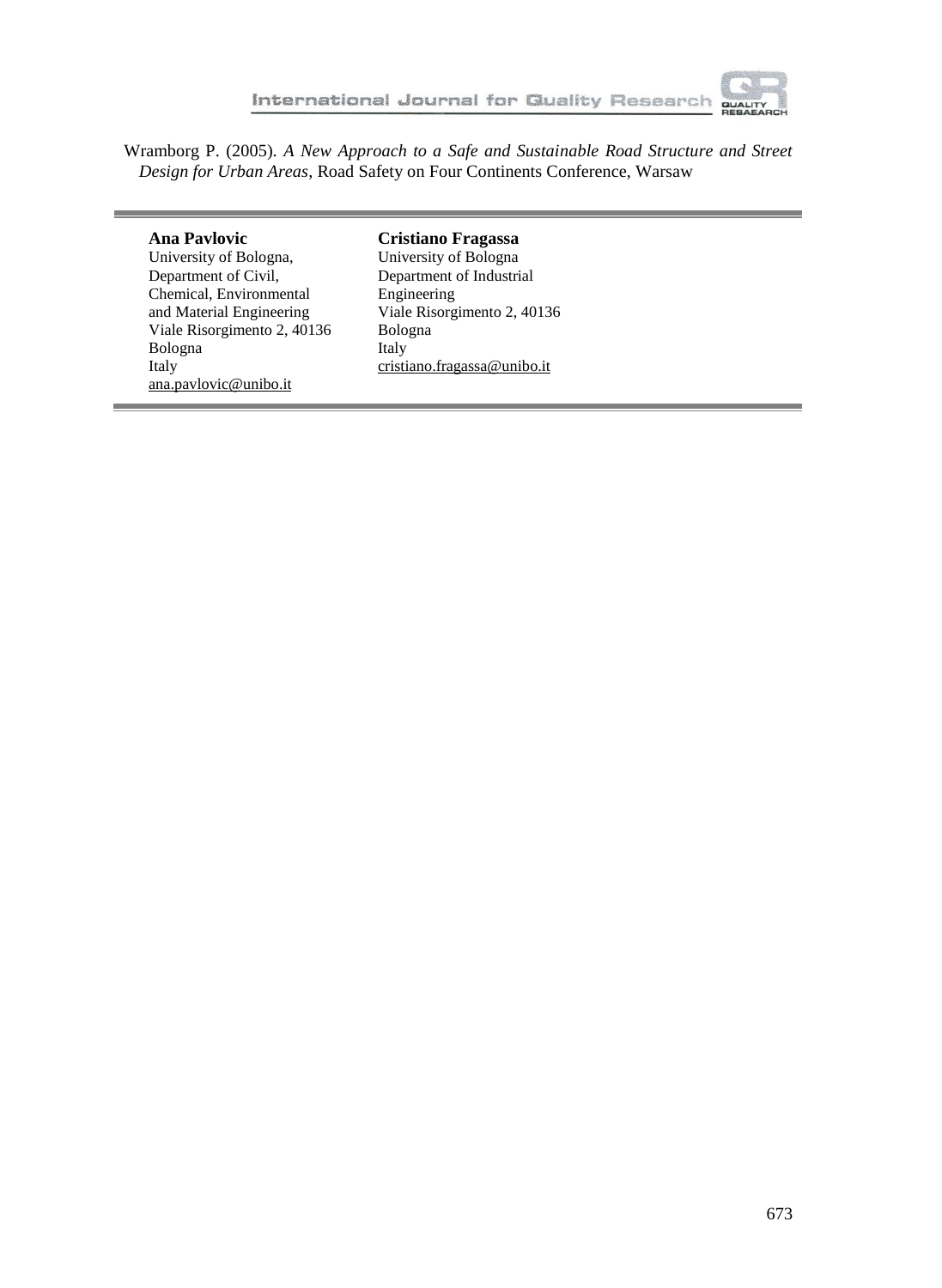Wramborg P. (2005). *A New Approach to a Safe and Sustainable Road Structure and Street Design for Urban Areas*, Road Safety on Four Continents Conference, Warsaw

---

**Ana Pavlovic**
University of Bologna,
Department of Civil, Chemical, Environmental and Material Engineering
Viale Risorgimento 2, 40136
Bologna
Italy
ana.pavlovic@unibo.it

**Cristiano Fragassa**
University of Bologna
Department of Industrial Engineering
Viale Risorgimento 2, 40136
Bologna
Italy
cristiano.fragassa@unibo.it

---